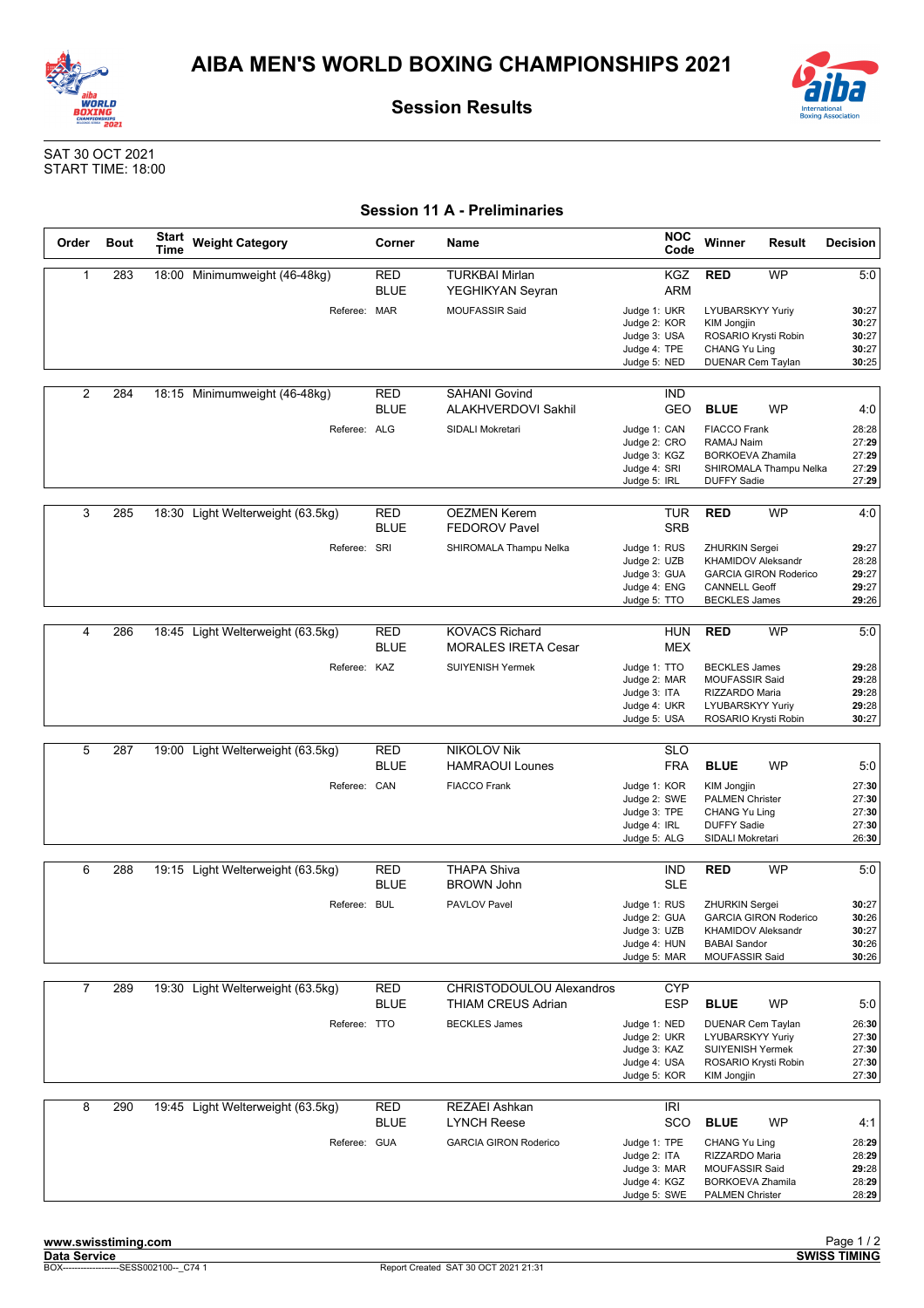# AIBA MEN'S WORLD BOXING CHAMPIONSHIPS 2021

## Session Results

SAT 30 OCT 2021
START TIME: 18:00

### Session 11 A - Preliminaries

| Order | Bout | Start Time | Weight Category | Corner | Name | NOC Code | Winner | Result | Decision |
|---|---|---|---|---|---|---|---|---|---|
| 1 | 283 | 18:00 | Minimumweight (46-48kg) | RED | TURKBAI Mirlan | KGZ | **RED** | WP | 5:0 |
| | | | | BLUE | YEGHIKYAN Seyran | ARM | | | |
| | | | Referee: | MAR | MOUFASSIR Said | Judge 1: UKR | LYUBARSKYY Yuriy | | **30**:27 |
| | | | | | | Judge 2: KOR | KIM Jongjin | | **30**:27 |
| | | | | | | Judge 3: USA | ROSARIO Krysti Robin | | **30**:27 |
| | | | | | | Judge 4: TPE | CHANG Yu Ling | | **30**:27 |
| | | | | | | Judge 5: NED | DUENAR Cem Taylan | | **30**:25 |
| 2 | 284 | 18:15 | Minimumweight (46-48kg) | RED | SAHANI Govind | IND | | | |
| | | | | BLUE | ALAKHVERDOVI Sakhil | GEO | **BLUE** | WP | 4:0 |
| | | | Referee: | ALG | SIDALI Mokretari | Judge 1: CAN | FIACCO Frank | | 28:28 |
| | | | | | | Judge 2: CRO | RAMAJ Naim | | 27:**29** |
| | | | | | | Judge 3: KGZ | BORKOEVA Zhamila | | 27:**29** |
| | | | | | | Judge 4: SRI | SHIROMALA Thampu Nelka | | 27:**29** |
| | | | | | | Judge 5: IRL | DUFFY Sadie | | 27:**29** |
| 3 | 285 | 18:30 | Light Welterweight (63.5kg) | RED | OEZMEN Kerem | TUR | **RED** | WP | 4:0 |
| | | | | BLUE | FEDOROV Pavel | SRB | | | |
| | | | Referee: | SRI | SHIROMALA Thampu Nelka | Judge 1: RUS | ZHURKIN Sergei | | **29**:27 |
| | | | | | | Judge 2: UZB | KHAMIDOV Aleksandr | | 28:28 |
| | | | | | | Judge 3: GUA | GARCIA GIRON Roderico | | **29**:27 |
| | | | | | | Judge 4: ENG | CANNELL Geoff | | **29**:27 |
| | | | | | | Judge 5: TTO | BECKLES James | | **29**:26 |
| 4 | 286 | 18:45 | Light Welterweight (63.5kg) | RED | KOVACS Richard | HUN | **RED** | WP | 5:0 |
| | | | | BLUE | MORALES IRETA Cesar | MEX | | | |
| | | | Referee: | KAZ | SUIYENISH Yermek | Judge 1: TTO | BECKLES James | | **29**:28 |
| | | | | | | Judge 2: MAR | MOUFASSIR Said | | **29**:28 |
| | | | | | | Judge 3: ITA | RIZZARDO Maria | | **29**:28 |
| | | | | | | Judge 4: UKR | LYUBARSKYY Yuriy | | **29**:28 |
| | | | | | | Judge 5: USA | ROSARIO Krysti Robin | | **30**:27 |
| 5 | 287 | 19:00 | Light Welterweight (63.5kg) | RED | NIKOLOV Nik | SLO | | | |
| | | | | BLUE | HAMRAOUI Lounes | FRA | **BLUE** | WP | 5:0 |
| | | | Referee: | CAN | FIACCO Frank | Judge 1: KOR | KIM Jongjin | | 27:**30** |
| | | | | | | Judge 2: SWE | PALMEN Christer | | 27:**30** |
| | | | | | | Judge 3: TPE | CHANG Yu Ling | | 27:**30** |
| | | | | | | Judge 4: IRL | DUFFY Sadie | | 27:**30** |
| | | | | | | Judge 5: ALG | SIDALI Mokretari | | 26:**30** |
| 6 | 288 | 19:15 | Light Welterweight (63.5kg) | RED | THAPA Shiva | IND | **RED** | WP | 5:0 |
| | | | | BLUE | BROWN John | SLE | | | |
| | | | Referee: | BUL | PAVLOV Pavel | Judge 1: RUS | ZHURKIN Sergei | | **30**:27 |
| | | | | | | Judge 2: GUA | GARCIA GIRON Roderico | | **30**:26 |
| | | | | | | Judge 3: UZB | KHAMIDOV Aleksandr | | **30**:27 |
| | | | | | | Judge 4: HUN | BABAI Sandor | | **30**:26 |
| | | | | | | Judge 5: MAR | MOUFASSIR Said | | **30**:26 |
| 7 | 289 | 19:30 | Light Welterweight (63.5kg) | RED | CHRISTODOULOU Alexandros | CYP | | | |
| | | | | BLUE | THIAM CREUS Adrian | ESP | **BLUE** | WP | 5:0 |
| | | | Referee: | TTO | BECKLES James | Judge 1: NED | DUENAR Cem Taylan | | 26:**30** |
| | | | | | | Judge 2: UKR | LYUBARSKYY Yuriy | | 27:**30** |
| | | | | | | Judge 3: KAZ | SUIYENISH Yermek | | 27:**30** |
| | | | | | | Judge 4: USA | ROSARIO Krysti Robin | | 27:**30** |
| | | | | | | Judge 5: KOR | KIM Jongjin | | 27:**30** |
| 8 | 290 | 19:45 | Light Welterweight (63.5kg) | RED | REZAEI Ashkan | IRI | | | |
| | | | | BLUE | LYNCH Reese | SCO | **BLUE** | WP | 4:1 |
| | | | Referee: | GUA | GARCIA GIRON Roderico | Judge 1: TPE | CHANG Yu Ling | | 28:**29** |
| | | | | | | Judge 2: ITA | RIZZARDO Maria | | 28:**29** |
| | | | | | | Judge 3: MAR | MOUFASSIR Said | | **29**:28 |
| | | | | | | Judge 4: KGZ | BORKOEVA Zhamila | | 28:**29** |
| | | | | | | Judge 5: SWE | PALMEN Christer | | 28:**29** |

www.swisstiming.com
Data Service
BOX-------------------SESS002100--_C74 1
Report Created SAT 30 OCT 2021 21:31
SWISS TIMING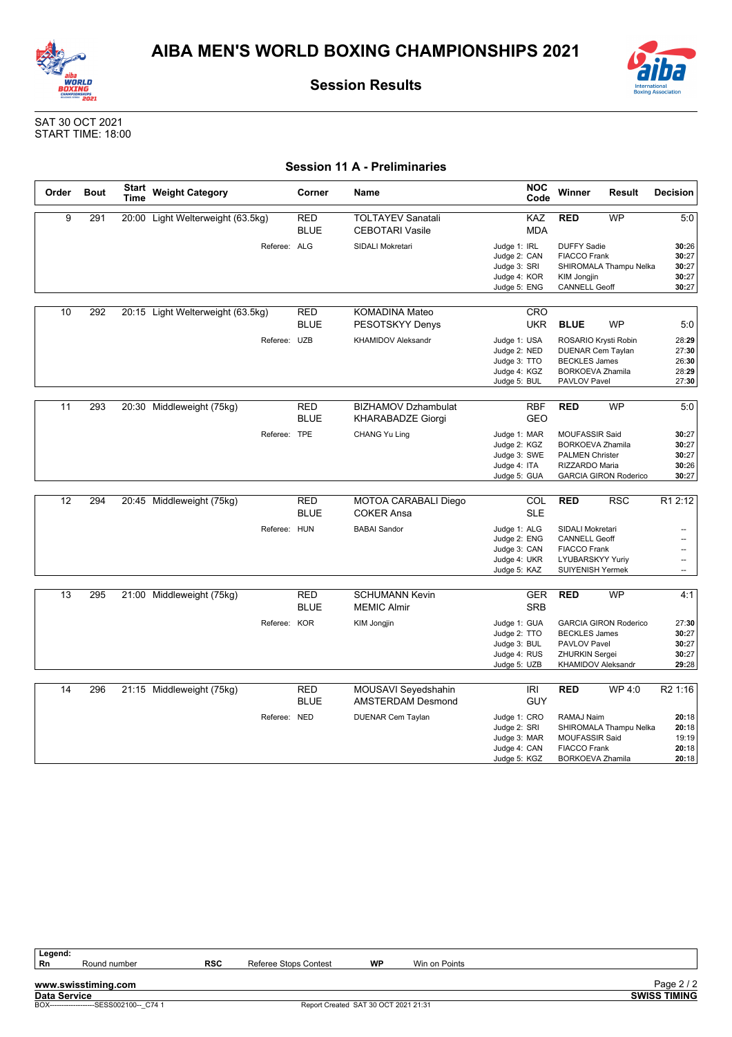# AIBA MEN'S WORLD BOXING CHAMPIONSHIPS 2021

## Session Results

SAT 30 OCT 2021
START TIME: 18:00

### Session 11 A - Preliminaries

| Order | Bout | Start Time | Weight Category | Corner | Name | NOC Code | Winner | Result | Decision |
|---|---|---|---|---|---|---|---|---|---|
| 9 | 291 | 20:00 | Light Welterweight (63.5kg) | RED | TOLTAYEV Sanatali | KAZ | **RED** | WP | 5:0 |
| | | | | BLUE | CEBOTARI Vasile | MDA | | | |
| | | | Referee: | ALG | SIDALI Mokretari | Judge 1: IRL | DUFFY Sadie | | **30**:26 |
| | | | | | | Judge 2: CAN | FIACCO Frank | | **30**:27 |
| | | | | | | Judge 3: SRI | SHIROMALA Thampu Nelka | | **30**:27 |
| | | | | | | Judge 4: KOR | KIM Jongjin | | **30**:27 |
| | | | | | | Judge 5: ENG | CANNELL Geoff | | **30**:27 |
| 10 | 292 | 20:15 | Light Welterweight (63.5kg) | RED | KOMADINA Mateo | CRO | | | |
| | | | | BLUE | PESOTSKYY Denys | UKR | **BLUE** | WP | 5:0 |
| | | | Referee: | UZB | KHAMIDOV Aleksandr | Judge 1: USA | ROSARIO Krysti Robin | | 28:**29** |
| | | | | | | Judge 2: NED | DUENAR Cem Taylan | | 27:**30** |
| | | | | | | Judge 3: TTO | BECKLES James | | 26:**30** |
| | | | | | | Judge 4: KGZ | BORKOEVA Zhamila | | 28:**29** |
| | | | | | | Judge 5: BUL | PAVLOV Pavel | | 27:**30** |
| 11 | 293 | 20:30 | Middleweight (75kg) | RED | BIZHAMOV Dzhambulat | RBF | **RED** | WP | 5:0 |
| | | | | BLUE | KHARABADZE Giorgi | GEO | | | |
| | | | Referee: | TPE | CHANG Yu Ling | Judge 1: MAR | MOUFASSIR Said | | **30**:27 |
| | | | | | | Judge 2: KGZ | BORKOEVA Zhamila | | **30**:27 |
| | | | | | | Judge 3: SWE | PALMEN Christer | | **30**:27 |
| | | | | | | Judge 4: ITA | RIZZARDO Maria | | **30**:26 |
| | | | | | | Judge 5: GUA | GARCIA GIRON Roderico | | **30**:27 |
| 12 | 294 | 20:45 | Middleweight (75kg) | RED | MOTOA CARABALI Diego | COL | **RED** | RSC | R1 2:12 |
| | | | | BLUE | COKER Ansa | SLE | | | |
| | | | Referee: | HUN | BABAI Sandor | Judge 1: ALG | SIDALI Mokretari | | -- |
| | | | | | | Judge 2: ENG | CANNELL Geoff | | -- |
| | | | | | | Judge 3: CAN | FIACCO Frank | | -- |
| | | | | | | Judge 4: UKR | LYUBARSKYY Yuriy | | -- |
| | | | | | | Judge 5: KAZ | SUIYENISH Yermek | | -- |
| 13 | 295 | 21:00 | Middleweight (75kg) | RED | SCHUMANN Kevin | GER | **RED** | WP | 4:1 |
| | | | | BLUE | MEMIC Almir | SRB | | | |
| | | | Referee: | KOR | KIM Jongjin | Judge 1: GUA | GARCIA GIRON Roderico | | 27:**30** |
| | | | | | | Judge 2: TTO | BECKLES James | | **30**:27 |
| | | | | | | Judge 3: BUL | PAVLOV Pavel | | **30**:27 |
| | | | | | | Judge 4: RUS | ZHURKIN Sergei | | **30**:27 |
| | | | | | | Judge 5: UZB | KHAMIDOV Aleksandr | | **29**:28 |
| 14 | 296 | 21:15 | Middleweight (75kg) | RED | MOUSAVI Seyedshahin | IRI | **RED** | WP 4:0 | R2 1:16 |
| | | | | BLUE | AMSTERDAM Desmond | GUY | | | |
| | | | Referee: | NED | DUENAR Cem Taylan | Judge 1: CRO | RAMAJ Naim | | **20**:18 |
| | | | | | | Judge 2: SRI | SHIROMALA Thampu Nelka | | **20**:18 |
| | | | | | | Judge 3: MAR | MOUFASSIR Said | | 19:19 |
| | | | | | | Judge 4: CAN | FIACCO Frank | | **20**:18 |
| | | | | | | Judge 5: KGZ | BORKOEVA Zhamila | | **20**:18 |

**Legend:**
**Rn** Round number **RSC** Referee Stops Contest **WP** Win on Points

www.swisstiming.com
Data Service
BOX-------------------SESS002100--_C74 1
Report Created SAT 30 OCT 2021 21:31
SWISS TIMING